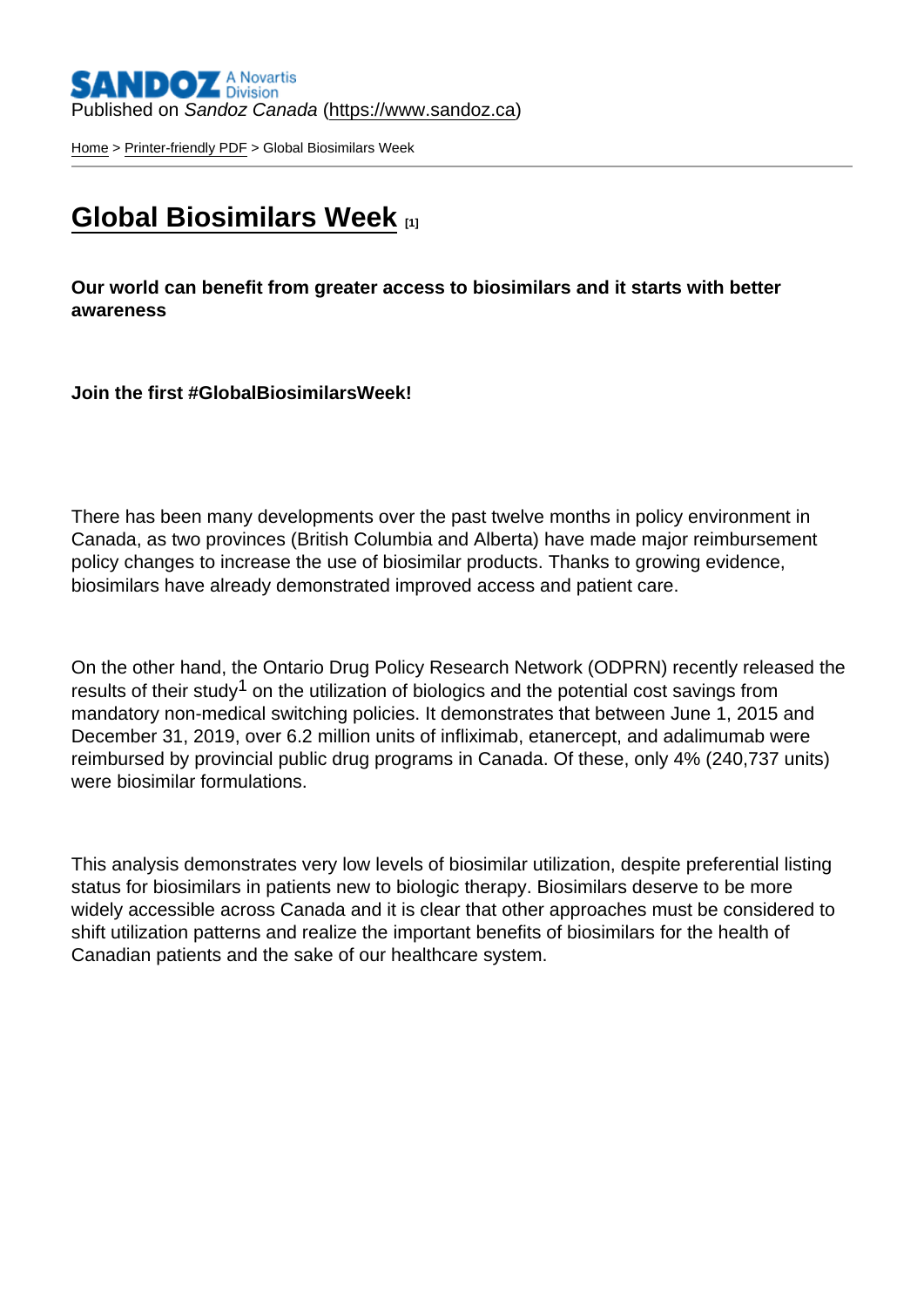Published on *Sandoz Canada* (https://www.sandoz.ca)

Home > Printer-friendly PDF > Global Biosimilars Week

# Global Biosimilars Week [1]

**Our world can benefit from greater access to biosimilars and it starts with better awareness**

**Join the first #GlobalBiosimilarsWeek!**

There has been many developments over the past twelve months in policy environment in Canada, as two provinces (British Columbia and Alberta) have made major reimbursement policy changes to increase the use of biosimilar products. Thanks to growing evidence, biosimilars have already demonstrated improved access and patient care.

On the other hand, the Ontario Drug Policy Research Network (ODPRN) recently released the results of their study[1] on the utilization of biologics and the potential cost savings from mandatory non-medical switching policies. It demonstrates that between June 1, 2015 and December 31, 2019, over 6.2 million units of infliximab, etanercept, and adalimumab were reimbursed by provincial public drug programs in Canada. Of these, only 4% (240,737 units) were biosimilar formulations.

This analysis demonstrates very low levels of biosimilar utilization, despite preferential listing status for biosimilars in patients new to biologic therapy. Biosimilars deserve to be more widely accessible across Canada and it is clear that other approaches must be considered to shift utilization patterns and realize the important benefits of biosimilars for the health of Canadian patients and the sake of our healthcare system.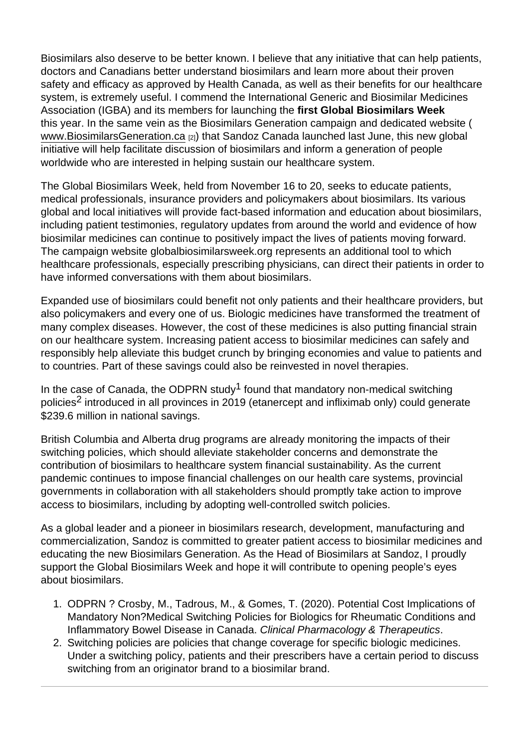Biosimilars also deserve to be better known. I believe that any initiative that can help patients, doctors and Canadians better understand biosimilars and learn more about their proven safety and efficacy as approved by Health Canada, as well as their benefits for our healthcare system, is extremely useful. I commend the International Generic and Biosimilar Medicines Association (IGBA) and its members for launching the **first Global Biosimilars Week** this year. In the same vein as the Biosimilars Generation campaign and dedicated website ( www.BiosimilarsGeneration.ca [2]) that Sandoz Canada launched last June, this new global initiative will help facilitate discussion of biosimilars and inform a generation of people worldwide who are interested in helping sustain our healthcare system.

The Global Biosimilars Week, held from November 16 to 20, seeks to educate patients, medical professionals, insurance providers and policymakers about biosimilars. Its various global and local initiatives will provide fact-based information and education about biosimilars, including patient testimonies, regulatory updates from around the world and evidence of how biosimilar medicines can continue to positively impact the lives of patients moving forward. The campaign website globalbiosimilarsweek.org represents an additional tool to which healthcare professionals, especially prescribing physicians, can direct their patients in order to have informed conversations with them about biosimilars.

Expanded use of biosimilars could benefit not only patients and their healthcare providers, but also policymakers and every one of us. Biologic medicines have transformed the treatment of many complex diseases. However, the cost of these medicines is also putting financial strain on our healthcare system. Increasing patient access to biosimilar medicines can safely and responsibly help alleviate this budget crunch by bringing economies and value to patients and to countries. Part of these savings could also be reinvested in novel therapies.

In the case of Canada, the ODPRN study[1] found that mandatory non-medical switching policies[2] introduced in all provinces in 2019 (etanercept and infliximab only) could generate $239.6 million in national savings.

British Columbia and Alberta drug programs are already monitoring the impacts of their switching policies, which should alleviate stakeholder concerns and demonstrate the contribution of biosimilars to healthcare system financial sustainability. As the current pandemic continues to impose financial challenges on our health care systems, provincial governments in collaboration with all stakeholders should promptly take action to improve access to biosimilars, including by adopting well-controlled switch policies.

As a global leader and a pioneer in biosimilars research, development, manufacturing and commercialization, Sandoz is committed to greater patient access to biosimilar medicines and educating the new Biosimilars Generation. As the Head of Biosimilars at Sandoz, I proudly support the Global Biosimilars Week and hope it will contribute to opening people's eyes about biosimilars.

1. ODPRN ? Crosby, M., Tadrous, M., & Gomes, T. (2020). Potential Cost Implications of Mandatory Non?Medical Switching Policies for Biologics for Rheumatic Conditions and Inflammatory Bowel Disease in Canada. *Clinical Pharmacology & Therapeutics*.
2. Switching policies are policies that change coverage for specific biologic medicines. Under a switching policy, patients and their prescribers have a certain period to discuss switching from an originator brand to a biosimilar brand.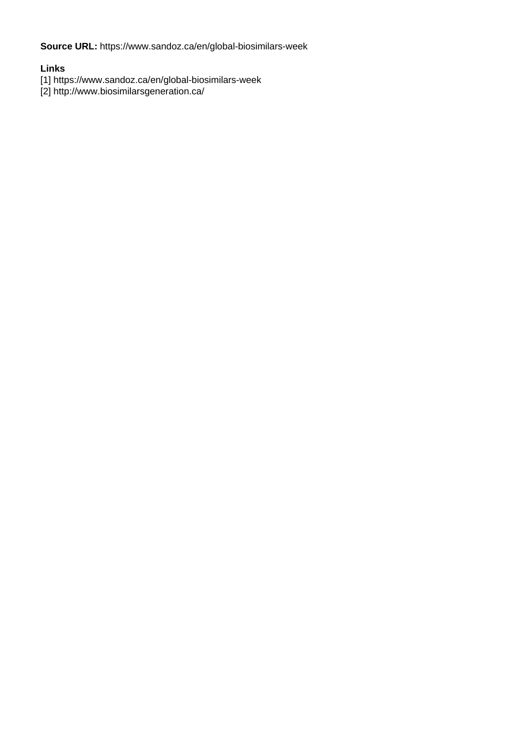**Source URL:** https://www.sandoz.ca/en/global-biosimilars-week

**Links**
[1] https://www.sandoz.ca/en/global-biosimilars-week
[2] http://www.biosimilarsgeneration.ca/